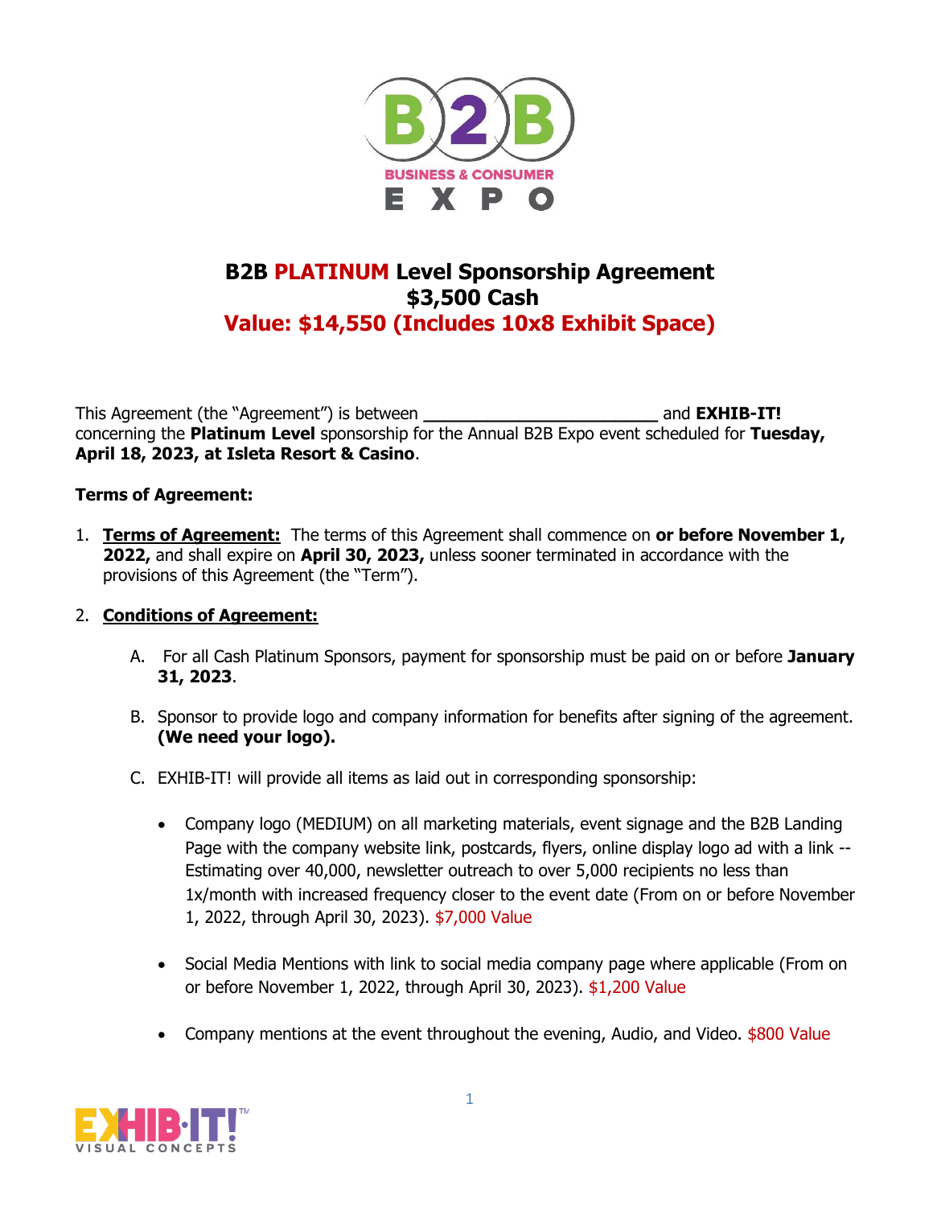# B2B PLATINUM Level Sponsorship Agreement
## $3,500 Cash
## Value: $14,550 (Includes 10x8 Exhibit Space)

This Agreement (the "Agreement") is between ________________________ and **EXHIB-IT!** concerning the **Platinum Level** sponsorship for the Annual B2B Expo event scheduled for **Tuesday, April 18, 2023, at Isleta Resort & Casino**.

**Terms of Agreement:**

1. **Terms of Agreement:** The terms of this Agreement shall commence on **or before November 1, 2022,** and shall expire on **April 30, 2023,** unless sooner terminated in accordance with the provisions of this Agreement (the "Term").

2. **Conditions of Agreement:**

   A. For all Cash Platinum Sponsors, payment for sponsorship must be paid on or before **January 31, 2023**.

   B. Sponsor to provide logo and company information for benefits after signing of the agreement. **(We need your logo).**

   C. EXHIB-IT! will provide all items as laid out in corresponding sponsorship:

      - Company logo (MEDIUM) on all marketing materials, event signage and the B2B Landing Page with the company website link, postcards, flyers, online display logo ad with a link -- Estimating over 40,000, newsletter outreach to over 5,000 recipients no less than 1x/month with increased frequency closer to the event date (From on or before November 1, 2022, through April 30, 2023). $7,000 Value

      - Social Media Mentions with link to social media company page where applicable (From on or before November 1, 2022, through April 30, 2023). $1,200 Value

      - Company mentions at the event throughout the evening, Audio, and Video. $800 Value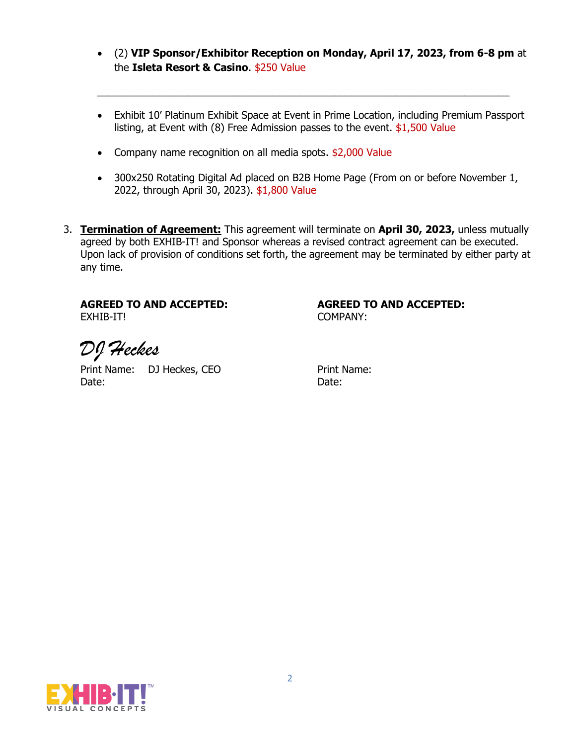- (2) **VIP Sponsor/Exhibitor Reception on Monday, April 17, 2023, from 6-8 pm** at the **Isleta Resort & Casino**. $250 Value

---

- Exhibit 10' Platinum Exhibit Space at Event in Prime Location, including Premium Passport listing, at Event with (8) Free Admission passes to the event. $1,500 Value

- Company name recognition on all media spots. $2,000 Value

- 300x250 Rotating Digital Ad placed on B2B Home Page (From on or before November 1, 2022, through April 30, 2023). $1,800 Value

3. **Termination of Agreement:** This agreement will terminate on **April 30, 2023,** unless mutually agreed by both EXHIB-IT! and Sponsor whereas a revised contract agreement can be executed. Upon lack of provision of conditions set forth, the agreement may be terminated by either party at any time.

**AGREED TO AND ACCEPTED:**
EXHIB-IT!

*DJ Heckes*

Print Name: DJ Heckes, CEO
Date:

**AGREED TO AND ACCEPTED:**
COMPANY:

Print Name:
Date:

EXHIB·IT! VISUAL CONCEPTS